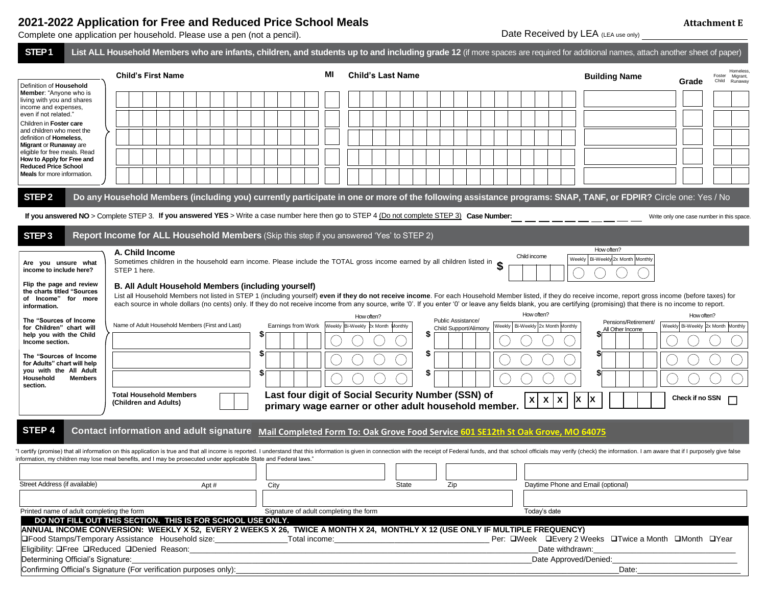# 2021-2022 Application for Free and Reduced Price School Meals

**Attachment E**

Complete one application per household. Please use a pen (not a pencil).

Date Received by LEA (LEA use only) ____________________

## STEP 1 List ALL Household Members who are infants, children, and students up to and including grade 12 (if more spaces are required for additional names, attach another sheet of paper)

Definition of **Household Member**: "Anyone who is living with you and shares income and expenses, even if not related."

Children in **Foster care** and children who meet the definition of **Homeless, Migrant** or **Runaway** are eligible for free meals. Read **How to Apply for Free and Reduced Price School Meals** for more information.

| Child's First Name | MI | Child's Last Name | Building Name | Grade | Foster Child | Homeless, Migrant, Runaway |
|---|---|---|---|---|---|---|
| | | | | | | |
| | | | | | | |
| | | | | | | |
| | | | | | | |
| | | | | | | |

## STEP 2 Do any Household Members (including you) currently participate in one or more of the following assistance programs: SNAP, TANF, or FDPIR? Circle one: Yes / No

**If you answered NO** > Complete STEP 3. **If you answered YES** > Write a case number here then go to STEP 4 (Do not complete STEP 3) **Case Number:** _ _ _ _ _ _ _ _ _ _ Write only one case number in this space.

## STEP 3 Report Income for ALL Household Members (Skip this step if you answered 'Yes' to STEP 2)

**Are you unsure what income to include here?**

**Flip the page and review the charts titled "Sources of Income" for more information.**

**The "Sources of Income for Children" chart will help you with the Child Income section.**

**The "Sources of Income for Adults" chart will help you with the All Adult Household Members section.**

### A. Child Income

Sometimes children in the household earn income. Please include the TOTAL gross income earned by all children listed in STEP 1 here.

| Child income | How often? Weekly | Bi-Weekly | 2x Month | Monthly |
|---|---|---|---|---|
| $ | ○ | ○ | ○ | ○ |

### B. All Adult Household Members (including yourself)

List all Household Members not listed in STEP 1 (including yourself) **even if they do not receive income**. For each Household Member listed, if they do receive income, report gross income (before taxes) for each source in whole dollars (no cents) only. If they do not receive income from any source, write '0'. If you enter '0' or leave any fields blank, you are certifying (promising) that there is no income to report.

| Name of Adult Household Members (First and Last) | Earnings from Work | How often? Weekly | Bi-Weekly | 2x Month | Monthly | Public Assistance/ Child Support/Alimony | How often? Weekly | Bi-Weekly | 2x Month | Monthly | Pensions/Retirement/ All Other Income | How often? Weekly | Bi-Weekly | 2x Month | Monthly |
|---|---|---|---|---|---|---|---|---|---|---|---|---|---|---|---|
| | $ | ○ | ○ | ○ | ○ | $ | ○ | ○ | ○ | ○ | $ | ○ | ○ | ○ | ○ |
| | $ | ○ | ○ | ○ | ○ | $ | ○ | ○ | ○ | ○ | $ | ○ | ○ | ○ | ○ |
| | $ | ○ | ○ | ○ | ○ | $ | ○ | ○ | ○ | ○ | $ | ○ | ○ | ○ | ○ |

**Total Household Members (Children and Adults)** ☐☐

**Last four digit of Social Security Number (SSN) of primary wage earner or other adult household member.** X X X X X ☐☐☐☐ **Check if no SSN** ☐

## STEP 4 Contact information and adult signature

**Mail Completed Form To: Oak Grove Food Service 601 SE12th St Oak Grove, MO 64075**

"I certify (promise) that all information on this application is true and that all income is reported. I understand that this information is given in connection with the receipt of Federal funds, and that school officials may verify (check) the information. I am aware that if I purposely give false information, my children may lose meal benefits, and I may be prosecuted under applicable State and Federal laws."

Street Address (if available) ________ Apt # ________ City ________ State ________ Zip ________ Daytime Phone and Email (optional) ________

Printed name of adult completing the form ________ Signature of adult completing the form ________ Today's date ________

**DO NOT FILL OUT THIS SECTION. THIS IS FOR SCHOOL USE ONLY.**

**ANNUAL INCOME CONVERSION: WEEKLY X 52, EVERY 2 WEEKS X 26, TWICE A MONTH X 24, MONTHLY X 12 (USE ONLY IF MULTIPLE FREQUENCY)**

❑Food Stamps/Temporary Assistance Household size:________ Total income:________ Per: ❑Week ❑Every 2 Weeks ❑Twice a Month ❑Month ❑Year

Eligibility: ❑Free ❑Reduced ❑Denied Reason:________ Date withdrawn:________

Determining Official's Signature:________ Date Approved/Denied:________

Confirming Official's Signature (For verification purposes only):________ Date:________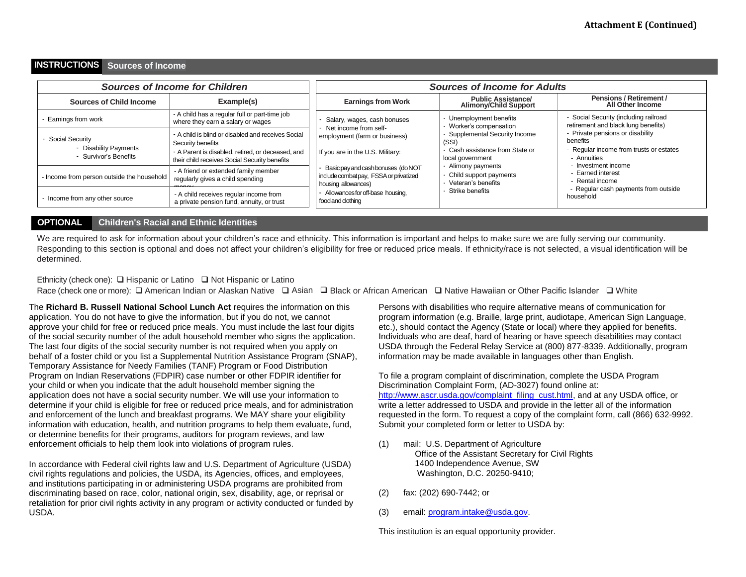Attachment E (Continued)

## INSTRUCTIONS Sources of Income

### Sources of Income for Children

| Sources of Child Income | Example(s) |
|---|---|
| - Earnings from work | - A child has a regular full or part-time job where they earn a salary or wages |
| - Social Security<br>- Disability Payments<br>- Survivor's Benefits | - A child is blind or disabled and receives Social Security benefits<br>- A Parent is disabled, retired, or deceased, and their child receives Social Security benefits |
| - Income from person outside the household | - A friend or extended family member regularly gives a child spending money |
| - Income from any other source | - A child receives regular income from a private pension fund, annuity, or trust |

### Sources of Income for Adults

| Earnings from Work | Public Assistance/ Alimony/Child Support | Pensions / Retirement / All Other Income |
|---|---|---|
| - Salary, wages, cash bonuses<br>- Net income from self-employment (farm or business)<br><br>If you are in the U.S. Military:<br><br>- Basic pay and cash bonuses (do NOT include combat pay, FSSA or privatized housing allowances)<br>- Allowances for off-base housing, food and clothing | - Unemployment benefits<br>- Worker's compensation<br>- Supplemental Security Income (SSI)<br>- Cash assistance from State or local government<br>- Alimony payments<br>- Child support payments<br>- Veteran's benefits<br>- Strike benefits | - Social Security (including railroad retirement and black lung benefits)<br>- Private pensions or disability benefits<br>- Regular income from trusts or estates<br>- Annuities<br>- Investment income<br>- Earned interest<br>- Rental income<br>- Regular cash payments from outside household |

## OPTIONAL Children's Racial and Ethnic Identities

We are required to ask for information about your children's race and ethnicity. This information is important and helps to make sure we are fully serving our community. Responding to this section is optional and does not affect your children's eligibility for free or reduced price meals. If ethnicity/race is not selected, a visual identification will be determined.

Ethnicity (check one): ❑ Hispanic or Latino ❑ Not Hispanic or Latino

Race (check one or more): ❑ American Indian or Alaskan Native ❑ Asian ❑ Black or African American ❑ Native Hawaiian or Other Pacific Islander ❑ White

The **Richard B. Russell National School Lunch Act** requires the information on this application. You do not have to give the information, but if you do not, we cannot approve your child for free or reduced price meals. You must include the last four digits of the social security number of the adult household member who signs the application. The last four digits of the social security number is not required when you apply on behalf of a foster child or you list a Supplemental Nutrition Assistance Program (SNAP), Temporary Assistance for Needy Families (TANF) Program or Food Distribution Program on Indian Reservations (FDPIR) case number or other FDPIR identifier for your child or when you indicate that the adult household member signing the application does not have a social security number. We will use your information to determine if your child is eligible for free or reduced price meals, and for administration and enforcement of the lunch and breakfast programs. We MAY share your eligibility information with education, health, and nutrition programs to help them evaluate, fund, or determine benefits for their programs, auditors for program reviews, and law enforcement officials to help them look into violations of program rules.

In accordance with Federal civil rights law and U.S. Department of Agriculture (USDA) civil rights regulations and policies, the USDA, its Agencies, offices, and employees, and institutions participating in or administering USDA programs are prohibited from discriminating based on race, color, national origin, sex, disability, age, or reprisal or retaliation for prior civil rights activity in any program or activity conducted or funded by USDA.

Persons with disabilities who require alternative means of communication for program information (e.g. Braille, large print, audiotape, American Sign Language, etc.), should contact the Agency (State or local) where they applied for benefits. Individuals who are deaf, hard of hearing or have speech disabilities may contact USDA through the Federal Relay Service at (800) 877-8339. Additionally, program information may be made available in languages other than English.

To file a program complaint of discrimination, complete the USDA Program Discrimination Complaint Form, (AD-3027) found online at: http://www.ascr.usda.gov/complaint_filing_cust.html, and at any USDA office, or write a letter addressed to USDA and provide in the letter all of the information requested in the form. To request a copy of the complaint form, call (866) 632-9992. Submit your completed form or letter to USDA by:

(1) mail: U.S. Department of Agriculture
Office of the Assistant Secretary for Civil Rights
1400 Independence Avenue, SW
Washington, D.C. 20250-9410;

(2) fax: (202) 690-7442; or

(3) email: program.intake@usda.gov.

This institution is an equal opportunity provider.